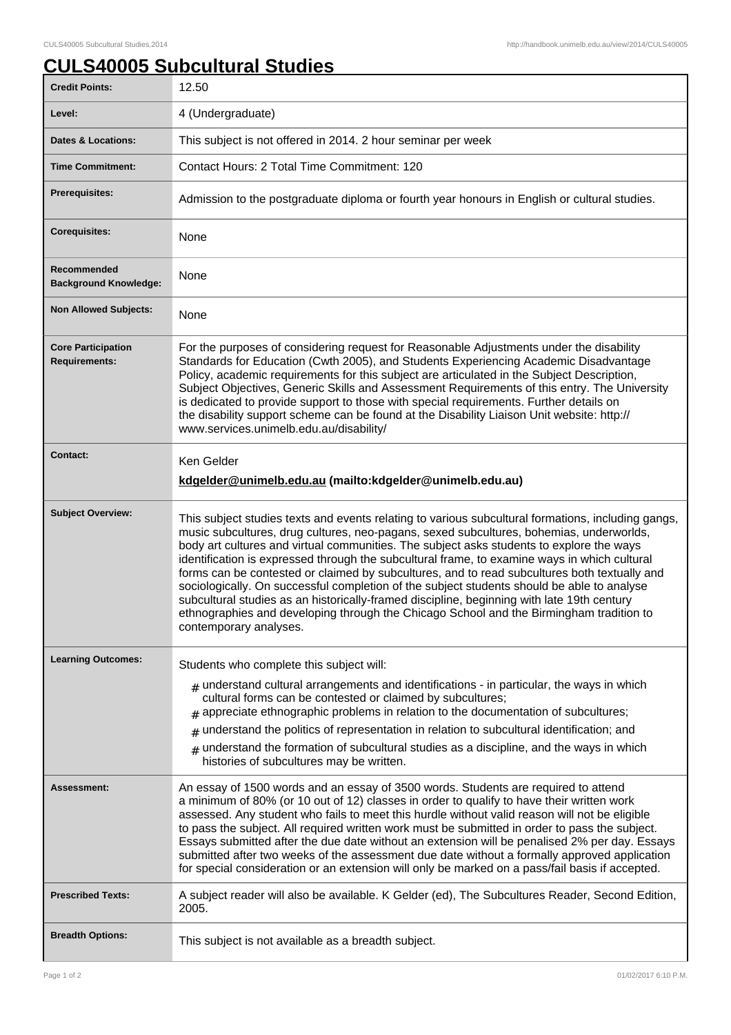# CULS40005 Subcultural Studies

| | |
|---|---|
| **Credit Points:** | 12.50 |
| **Level:** | 4 (Undergraduate) |
| **Dates & Locations:** | This subject is not offered in 2014. 2 hour seminar per week |
| **Time Commitment:** | Contact Hours: 2 Total Time Commitment: 120 |
| **Prerequisites:** | Admission to the postgraduate diploma or fourth year honours in English or cultural studies. |
| **Corequisites:** | None |
| **Recommended Background Knowledge:** | None |
| **Non Allowed Subjects:** | None |
| **Core Participation Requirements:** | For the purposes of considering request for Reasonable Adjustments under the disability Standards for Education (Cwth 2005), and Students Experiencing Academic Disadvantage Policy, academic requirements for this subject are articulated in the Subject Description, Subject Objectives, Generic Skills and Assessment Requirements of this entry. The University is dedicated to provide support to those with special requirements. Further details on the disability support scheme can be found at the Disability Liaison Unit website: http://www.services.unimelb.edu.au/disability/ |
| **Contact:** | Ken Gelder<br>**kdgelder@unimelb.edu.au (mailto:kdgelder@unimelb.edu.au)** |
| **Subject Overview:** | This subject studies texts and events relating to various subcultural formations, including gangs, music subcultures, drug cultures, neo-pagans, sexed subcultures, bohemias, underworlds, body art cultures and virtual communities. The subject asks students to explore the ways identification is expressed through the subcultural frame, to examine ways in which cultural forms can be contested or claimed by subcultures, and to read subcultures both textually and sociologically. On successful completion of the subject students should be able to analyse subcultural studies as an historically-framed discipline, beginning with late 19th century ethnographies and developing through the Chicago School and the Birmingham tradition to contemporary analyses. |
| **Learning Outcomes:** | Students who complete this subject will:<br># understand cultural arrangements and identifications - in particular, the ways in which cultural forms can be contested or claimed by subcultures;<br># appreciate ethnographic problems in relation to the documentation of subcultures;<br># understand the politics of representation in relation to subcultural identification; and<br># understand the formation of subcultural studies as a discipline, and the ways in which histories of subcultures may be written. |
| **Assessment:** | An essay of 1500 words and an essay of 3500 words. Students are required to attend a minimum of 80% (or 10 out of 12) classes in order to qualify to have their written work assessed. Any student who fails to meet this hurdle without valid reason will not be eligible to pass the subject. All required written work must be submitted in order to pass the subject. Essays submitted after the due date without an extension will be penalised 2% per day. Essays submitted after two weeks of the assessment due date without a formally approved application for special consideration or an extension will only be marked on a pass/fail basis if accepted. |
| **Prescribed Texts:** | A subject reader will also be available. K Gelder (ed), The Subcultures Reader, Second Edition, 2005. |
| **Breadth Options:** | This subject is not available as a breadth subject. |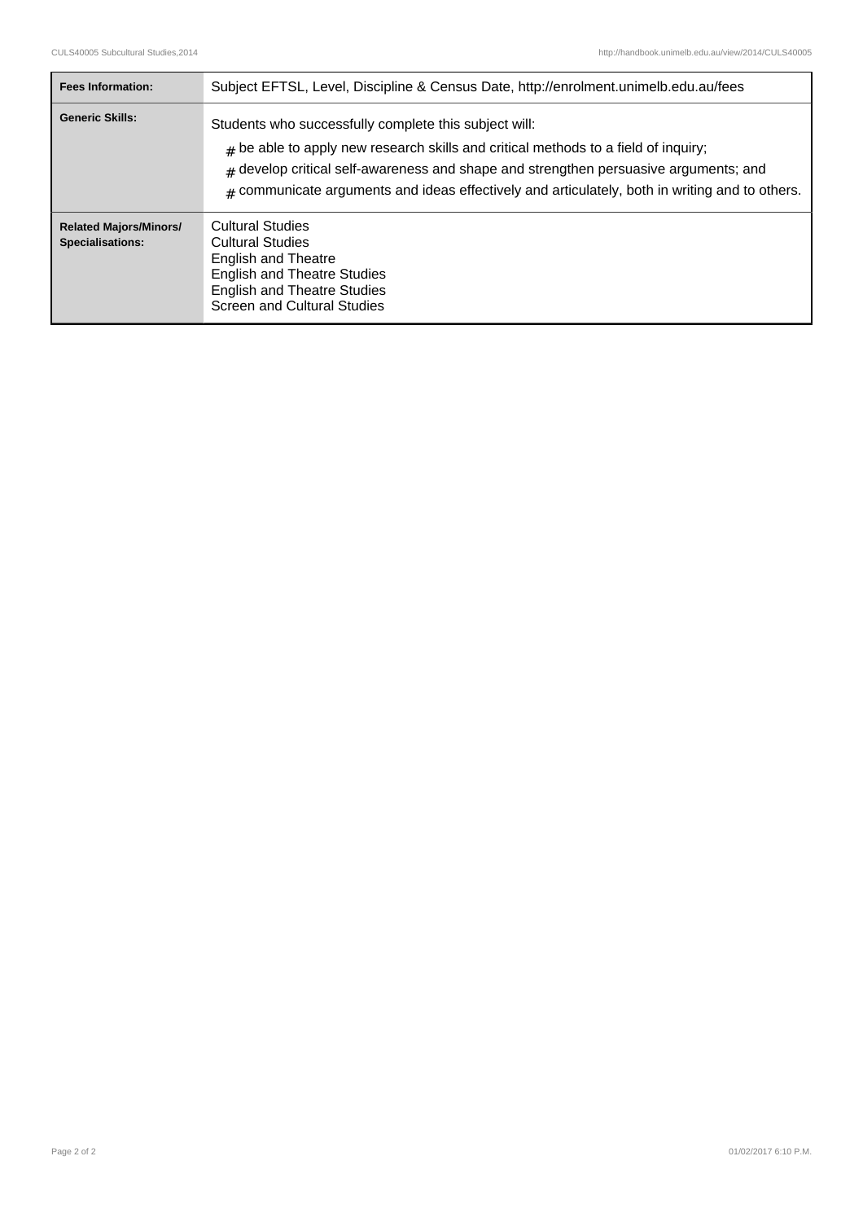| | |
|---|---|
| **Fees Information:** | Subject EFTSL, Level, Discipline & Census Date, http://enrolment.unimelb.edu.au/fees |
| **Generic Skills:** | Students who successfully complete this subject will:<br># be able to apply new research skills and critical methods to a field of inquiry;<br># develop critical self-awareness and shape and strengthen persuasive arguments; and<br># communicate arguments and ideas effectively and articulately, both in writing and to others. |
| **Related Majors/Minors/ Specialisations:** | Cultural Studies<br>Cultural Studies<br>English and Theatre<br>English and Theatre Studies<br>English and Theatre Studies<br>Screen and Cultural Studies |